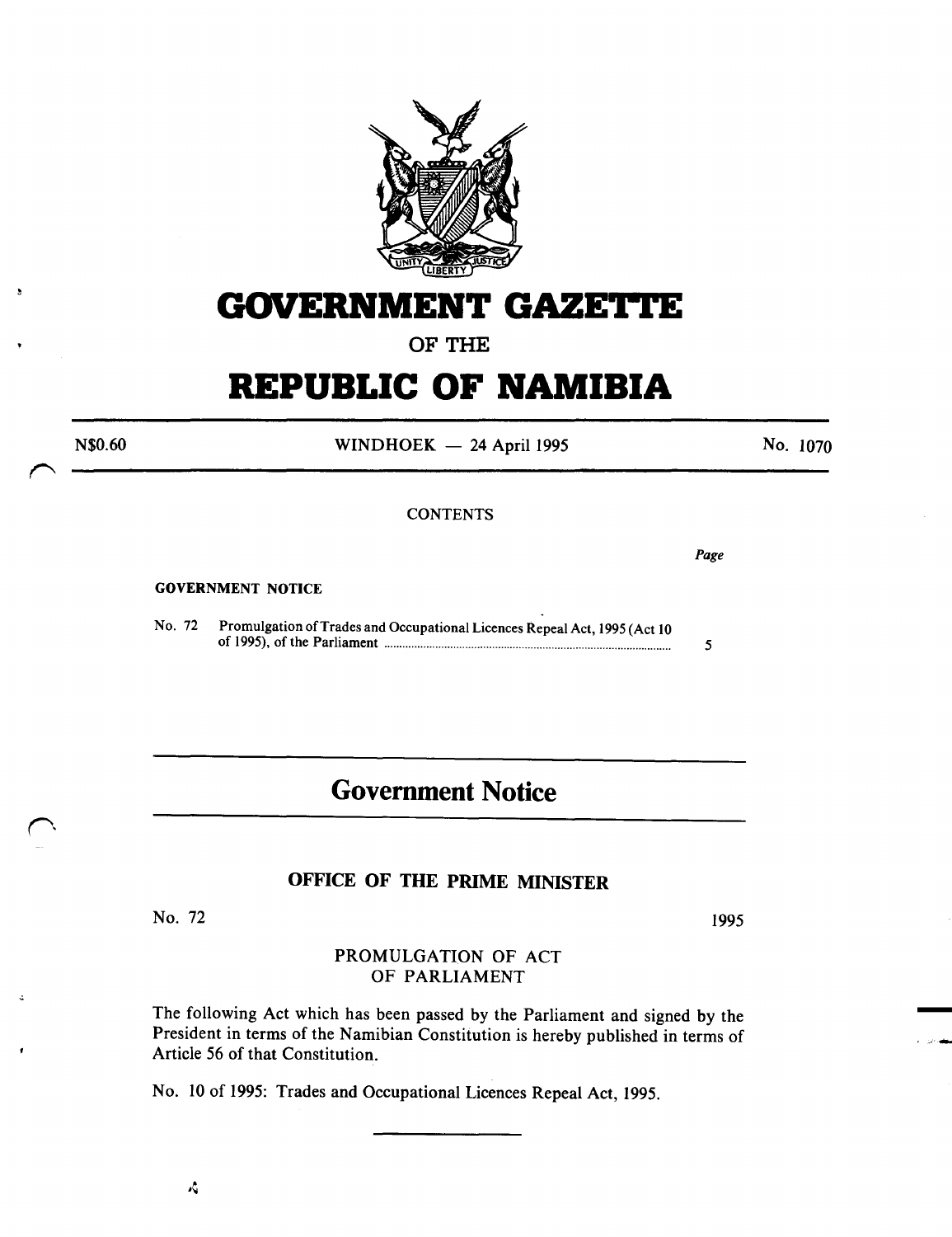# GOVERNMENT GAZETTE

## OF THE

# REPUBLIC OF NAMIBIA

N$0.60 WINDHOEK — 24 April 1995 No. 1070

CONTENTS

| | | Page |
|---|---|---|
| **GOVERNMENT NOTICE** | | |
| No. 72 | Promulgation of Trades and Occupational Licences Repeal Act, 1995 (Act 10 of 1995), of the Parliament | 5 |

## Government Notice

### OFFICE OF THE PRIME MINISTER

No. 72 1995

PROMULGATION OF ACT OF PARLIAMENT

The following Act which has been passed by the Parliament and signed by the President in terms of the Namibian Constitution is hereby published in terms of Article 56 of that Constitution.

No. 10 of 1995: Trades and Occupational Licences Repeal Act, 1995.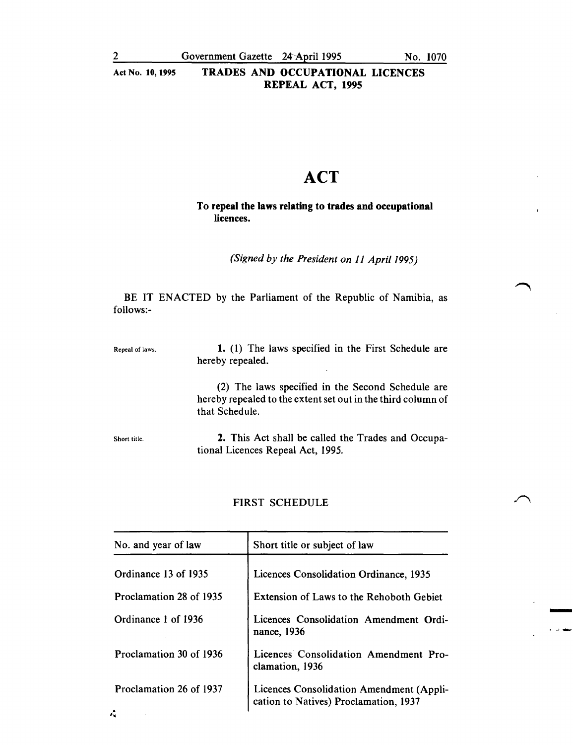Act No. 10, 1995 **TRADES AND OCCUPATIONAL LICENCES REPEAL ACT, 1995**

# ACT

**To repeal the laws relating to trades and occupational licences.**

*(Signed by the President on 11 April 1995)*

BE IT ENACTED by the Parliament of the Republic of Namibia, as follows:-

Repeal of laws.

**1.** (1) The laws specified in the First Schedule are hereby repealed.

(2) The laws specified in the Second Schedule are hereby repealed to the extent set out in the third column of that Schedule.

Short title.

**2.** This Act shall be called the Trades and Occupational Licences Repeal Act, 1995.

## FIRST SCHEDULE

| No. and year of law | Short title or subject of law |
|---|---|
| Ordinance 13 of 1935 | Licences Consolidation Ordinance, 1935 |
| Proclamation 28 of 1935 | Extension of Laws to the Rehoboth Gebiet |
| Ordinance 1 of 1936 | Licences Consolidation Amendment Ordinance, 1936 |
| Proclamation 30 of 1936 | Licences Consolidation Amendment Proclamation, 1936 |
| Proclamation 26 of 1937 | Licences Consolidation Amendment (Application to Natives) Proclamation, 1937 |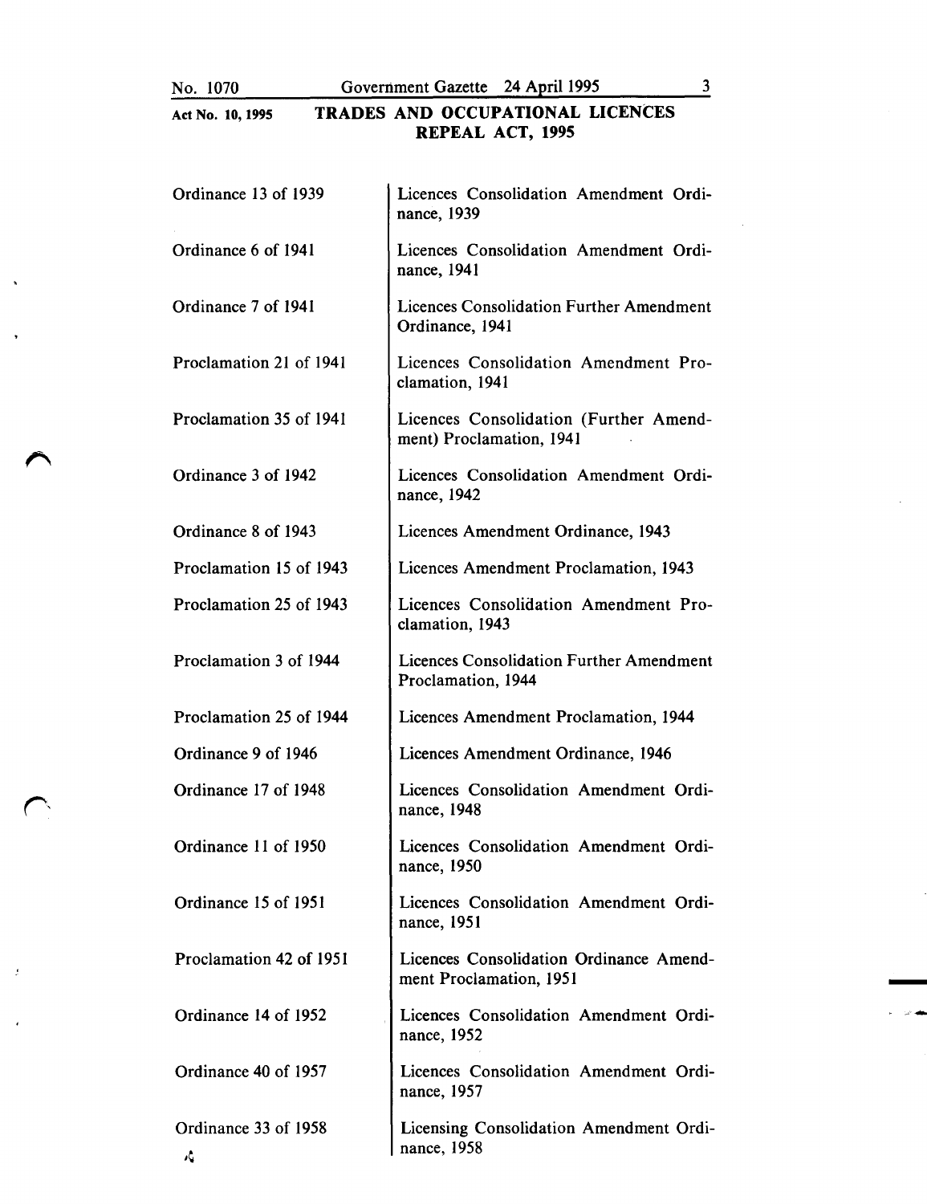| | |
|---|---|
| Ordinance 13 of 1939 | Licences Consolidation Amendment Ordinance, 1939 |
| Ordinance 6 of 1941 | Licences Consolidation Amendment Ordinance, 1941 |
| Ordinance 7 of 1941 | Licences Consolidation Further Amendment Ordinance, 1941 |
| Proclamation 21 of 1941 | Licences Consolidation Amendment Proclamation, 1941 |
| Proclamation 35 of 1941 | Licences Consolidation (Further Amendment) Proclamation, 1941 |
| Ordinance 3 of 1942 | Licences Consolidation Amendment Ordinance, 1942 |
| Ordinance 8 of 1943 | Licences Amendment Ordinance, 1943 |
| Proclamation 15 of 1943 | Licences Amendment Proclamation, 1943 |
| Proclamation 25 of 1943 | Licences Consolidation Amendment Proclamation, 1943 |
| Proclamation 3 of 1944 | Licences Consolidation Further Amendment Proclamation, 1944 |
| Proclamation 25 of 1944 | Licences Amendment Proclamation, 1944 |
| Ordinance 9 of 1946 | Licences Amendment Ordinance, 1946 |
| Ordinance 17 of 1948 | Licences Consolidation Amendment Ordinance, 1948 |
| Ordinance 11 of 1950 | Licences Consolidation Amendment Ordinance, 1950 |
| Ordinance 15 of 1951 | Licences Consolidation Amendment Ordinance, 1951 |
| Proclamation 42 of 1951 | Licences Consolidation Ordinance Amendment Proclamation, 1951 |
| Ordinance 14 of 1952 | Licences Consolidation Amendment Ordinance, 1952 |
| Ordinance 40 of 1957 | Licences Consolidation Amendment Ordinance, 1957 |
| Ordinance 33 of 1958 | Licensing Consolidation Amendment Ordinance, 1958 |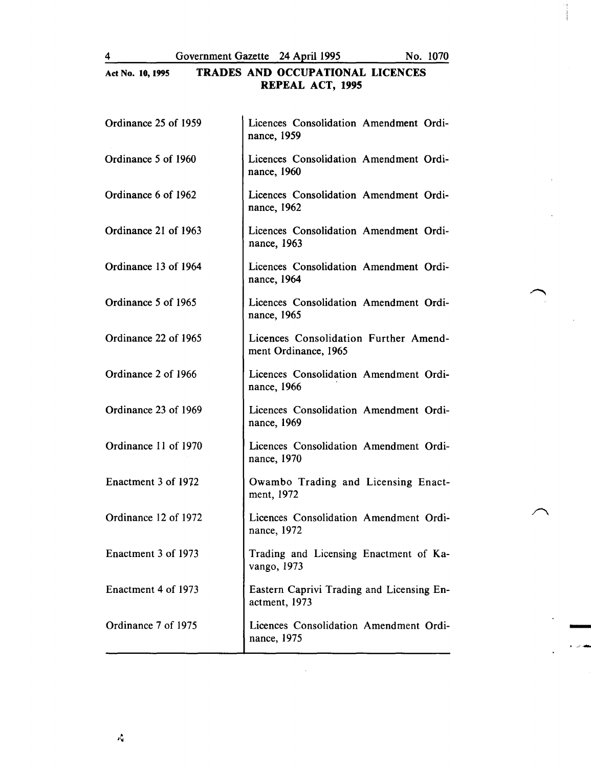| | |
|---|---|
| Ordinance 25 of 1959 | Licences Consolidation Amendment Ordinance, 1959 |
| Ordinance 5 of 1960 | Licences Consolidation Amendment Ordinance, 1960 |
| Ordinance 6 of 1962 | Licences Consolidation Amendment Ordinance, 1962 |
| Ordinance 21 of 1963 | Licences Consolidation Amendment Ordinance, 1963 |
| Ordinance 13 of 1964 | Licences Consolidation Amendment Ordinance, 1964 |
| Ordinance 5 of 1965 | Licences Consolidation Amendment Ordinance, 1965 |
| Ordinance 22 of 1965 | Licences Consolidation Further Amendment Ordinance, 1965 |
| Ordinance 2 of 1966 | Licences Consolidation Amendment Ordinance, 1966 |
| Ordinance 23 of 1969 | Licences Consolidation Amendment Ordinance, 1969 |
| Ordinance 11 of 1970 | Licences Consolidation Amendment Ordinance, 1970 |
| Enactment 3 of 1972 | Owambo Trading and Licensing Enactment, 1972 |
| Ordinance 12 of 1972 | Licences Consolidation Amendment Ordinance, 1972 |
| Enactment 3 of 1973 | Trading and Licensing Enactment of Kavango, 1973 |
| Enactment 4 of 1973 | Eastern Caprivi Trading and Licensing Enactment, 1973 |
| Ordinance 7 of 1975 | Licences Consolidation Amendment Ordinance, 1975 |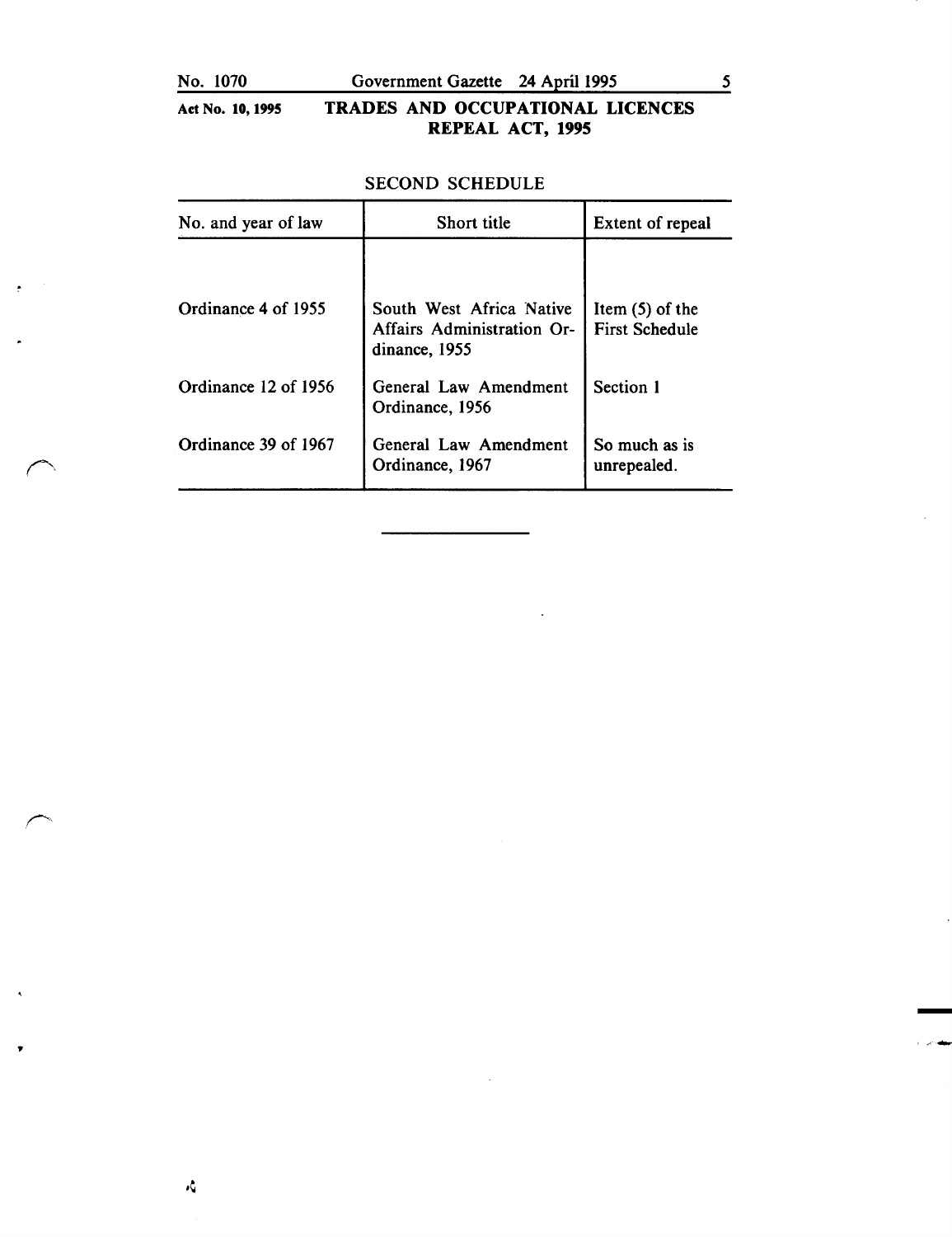## SECOND SCHEDULE

| No. and year of law | Short title | Extent of repeal |
|---|---|---|
| Ordinance 4 of 1955 | South West Africa Native Affairs Administration Ordinance, 1955 | Item (5) of the First Schedule |
| Ordinance 12 of 1956 | General Law Amendment Ordinance, 1956 | Section 1 |
| Ordinance 39 of 1967 | General Law Amendment Ordinance, 1967 | So much as is unrepealed. |